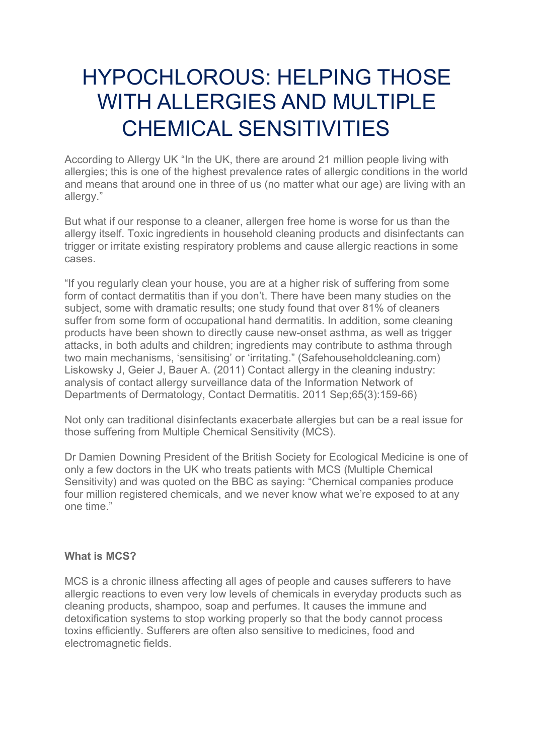# HYPOCHLOROUS: HELPING THOSE WITH ALLERGIES AND MULTIPLE CHEMICAL SENSITIVITIES

According to Allergy UK "In the UK, there are around 21 million people living with allergies; this is one of the highest prevalence rates of allergic conditions in the world and means that around one in three of us (no matter what our age) are living with an allergy."

But what if our response to a cleaner, allergen free home is worse for us than the allergy itself. Toxic ingredients in household cleaning products and disinfectants can trigger or irritate existing respiratory problems and cause allergic reactions in some cases.

"If you regularly clean your house, you are at a higher risk of suffering from some form of contact dermatitis than if you don't. There have been many studies on the subject, some with dramatic results; one study found that over 81% of cleaners suffer from some form of occupational hand dermatitis. In addition, some cleaning products have been shown to directly cause new-onset asthma, as well as trigger attacks, in both adults and children; ingredients may contribute to asthma through two main mechanisms, 'sensitising' or 'irritating." (Safehouseholdcleaning.com) Liskowsky J, Geier J, Bauer A. (2011) Contact allergy in the cleaning industry: analysis of contact allergy surveillance data of the Information Network of Departments of Dermatology, Contact Dermatitis. 2011 Sep;65(3):159-66)

Not only can traditional disinfectants exacerbate allergies but can be a real issue for those suffering from Multiple Chemical Sensitivity (MCS).

Dr Damien Downing President of the British Society for Ecological Medicine is one of only a few doctors in the UK who treats patients with MCS (Multiple Chemical Sensitivity) and was quoted on the BBC as saying: "Chemical companies produce four million registered chemicals, and we never know what we're exposed to at any one time."

**What is MCS?**

MCS is a chronic illness affecting all ages of people and causes sufferers to have allergic reactions to even very low levels of chemicals in everyday products such as cleaning products, shampoo, soap and perfumes. It causes the immune and detoxification systems to stop working properly so that the body cannot process toxins efficiently. Sufferers are often also sensitive to medicines, food and electromagnetic fields.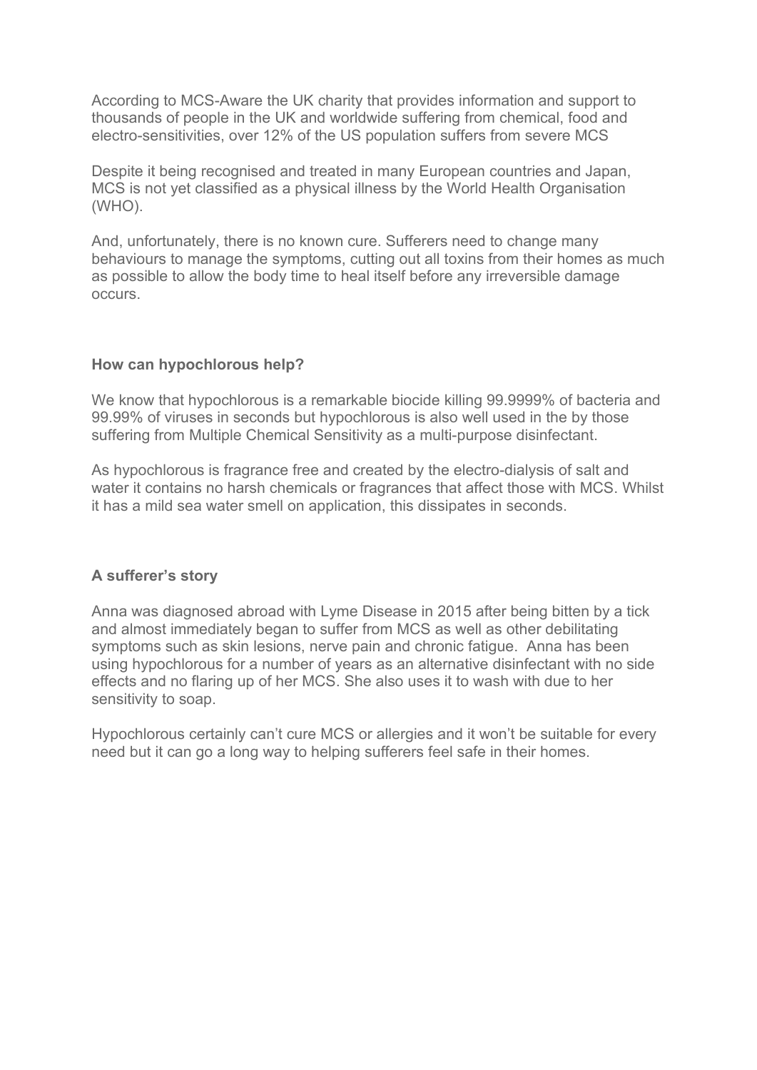According to MCS-Aware the UK charity that provides information and support to thousands of people in the UK and worldwide suffering from chemical, food and electro-sensitivities, over 12% of the US population suffers from severe MCS

Despite it being recognised and treated in many European countries and Japan, MCS is not yet classified as a physical illness by the World Health Organisation (WHO).

And, unfortunately, there is no known cure. Sufferers need to change many behaviours to manage the symptoms, cutting out all toxins from their homes as much as possible to allow the body time to heal itself before any irreversible damage occurs.

**How can hypochlorous help?**

We know that hypochlorous is a remarkable biocide killing 99.9999% of bacteria and 99.99% of viruses in seconds but hypochlorous is also well used in the by those suffering from Multiple Chemical Sensitivity as a multi-purpose disinfectant.

As hypochlorous is fragrance free and created by the electro-dialysis of salt and water it contains no harsh chemicals or fragrances that affect those with MCS. Whilst it has a mild sea water smell on application, this dissipates in seconds.

**A sufferer's story**

Anna was diagnosed abroad with Lyme Disease in 2015 after being bitten by a tick and almost immediately began to suffer from MCS as well as other debilitating symptoms such as skin lesions, nerve pain and chronic fatigue. Anna has been using hypochlorous for a number of years as an alternative disinfectant with no side effects and no flaring up of her MCS. She also uses it to wash with due to her sensitivity to soap.

Hypochlorous certainly can't cure MCS or allergies and it won't be suitable for every need but it can go a long way to helping sufferers feel safe in their homes.